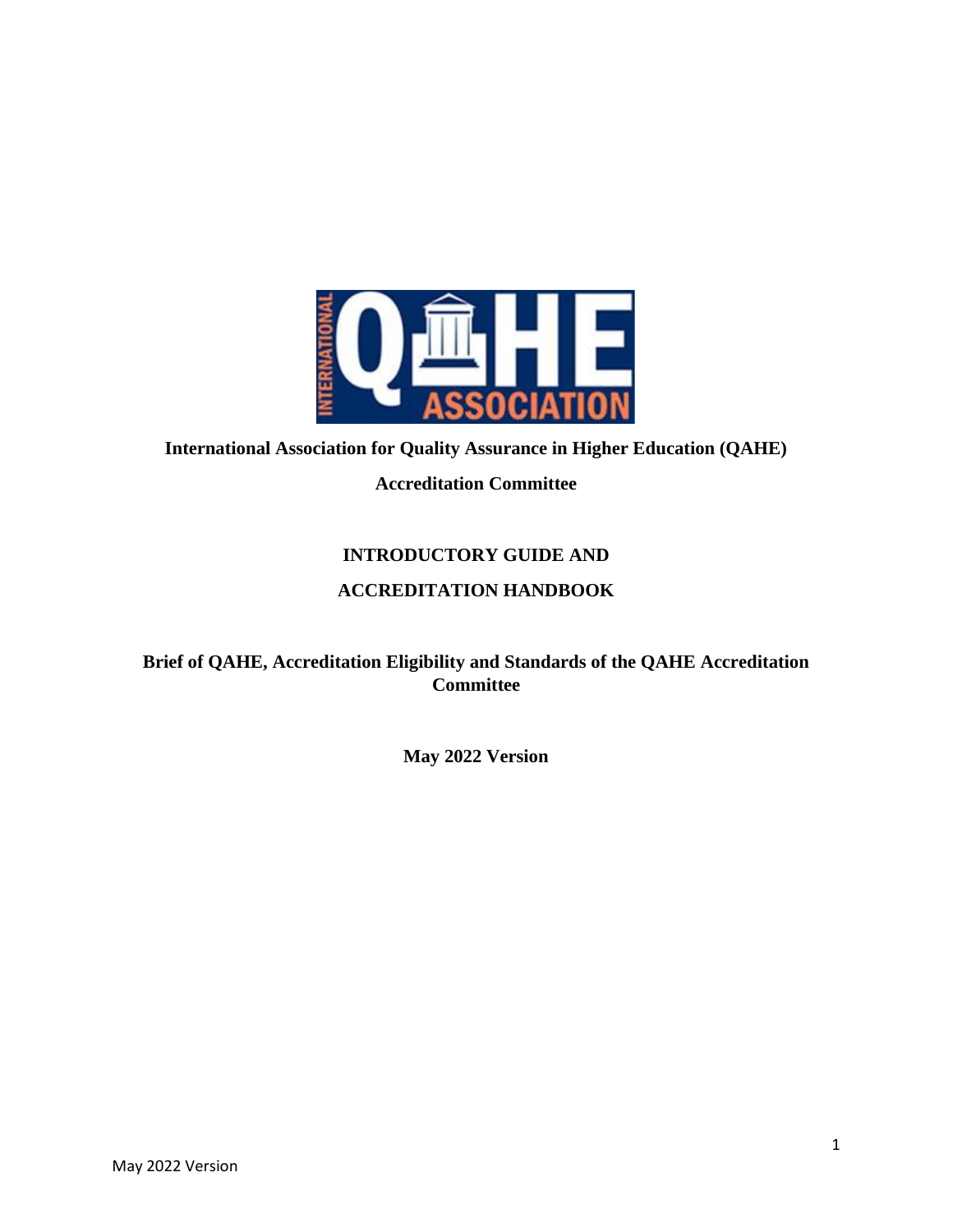**International Association for Quality Assurance in Higher Education (QAHE)**

**Accreditation Committee**

# INTRODUCTORY GUIDE AND ACCREDITATION HANDBOOK

**Brief of QAHE, Accreditation Eligibility and Standards of the QAHE Accreditation Committee**

**May 2022 Version**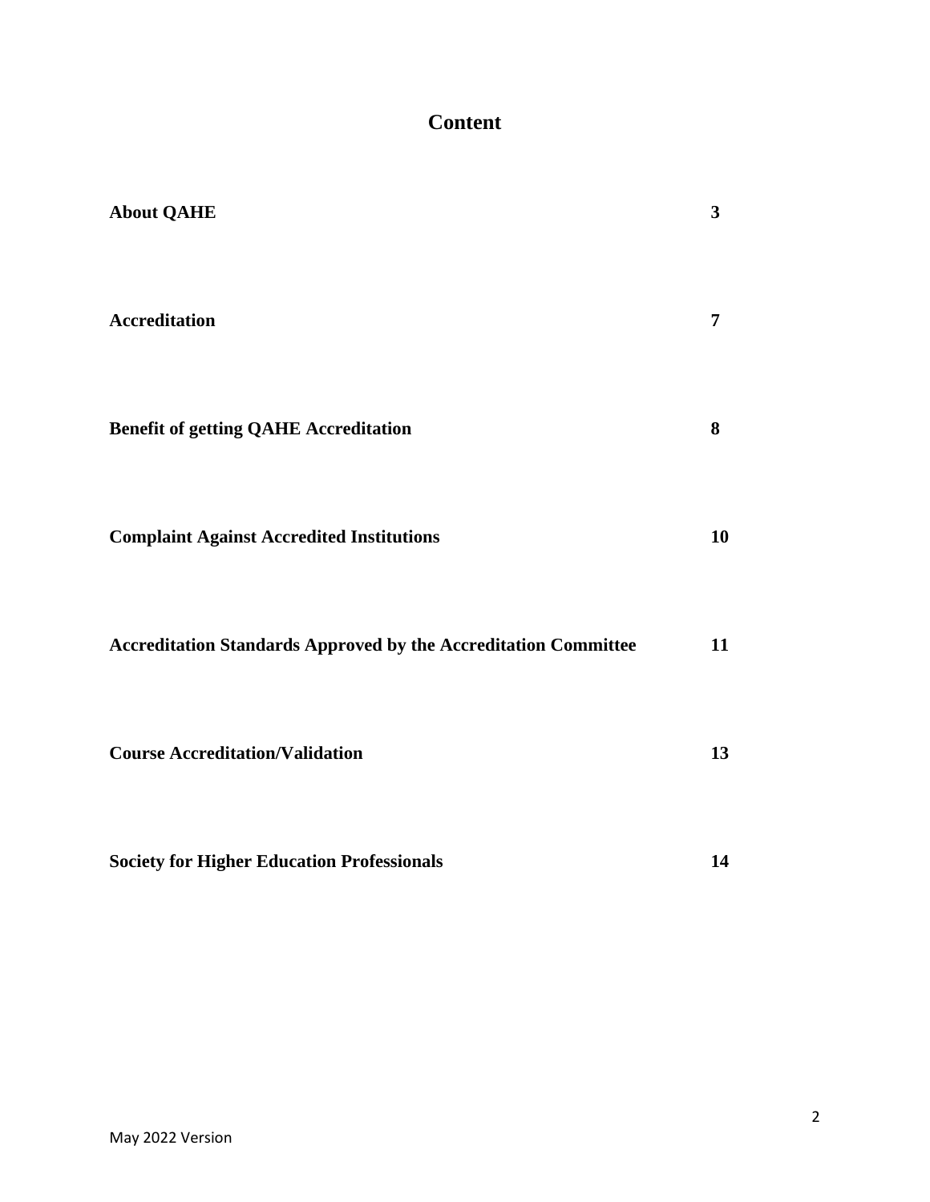# Content

| | |
|---|---|
| **About QAHE** | **3** |
| **Accreditation** | **7** |
| **Benefit of getting QAHE Accreditation** | **8** |
| **Complaint Against Accredited Institutions** | **10** |
| **Accreditation Standards Approved by the Accreditation Committee** | **11** |
| **Course Accreditation/Validation** | **13** |
| **Society for Higher Education Professionals** | **14** |

May 2022 Version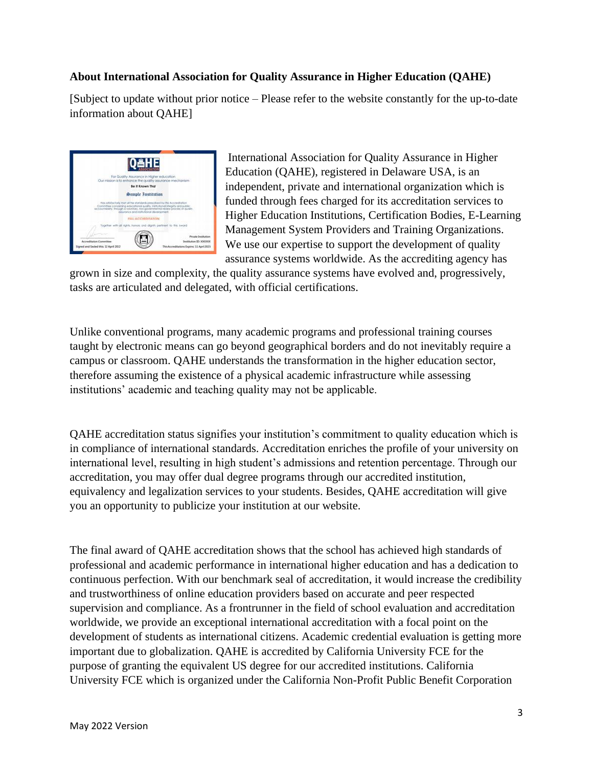**About International Association for Quality Assurance in Higher Education (QAHE)**

[Subject to update without prior notice – Please refer to the website constantly for the up-to-date information about QAHE]

International Association for Quality Assurance in Higher Education (QAHE), registered in Delaware USA, is an independent, private and international organization which is funded through fees charged for its accreditation services to Higher Education Institutions, Certification Bodies, E-Learning Management System Providers and Training Organizations. We use our expertise to support the development of quality assurance systems worldwide. As the accrediting agency has grown in size and complexity, the quality assurance systems have evolved and, progressively, tasks are articulated and delegated, with official certifications.

Unlike conventional programs, many academic programs and professional training courses taught by electronic means can go beyond geographical borders and do not inevitably require a campus or classroom. QAHE understands the transformation in the higher education sector, therefore assuming the existence of a physical academic infrastructure while assessing institutions' academic and teaching quality may not be applicable.

QAHE accreditation status signifies your institution's commitment to quality education which is in compliance of international standards. Accreditation enriches the profile of your university on international level, resulting in high student's admissions and retention percentage. Through our accreditation, you may offer dual degree programs through our accredited institution, equivalency and legalization services to your students. Besides, QAHE accreditation will give you an opportunity to publicize your institution at our website.

The final award of QAHE accreditation shows that the school has achieved high standards of professional and academic performance in international higher education and has a dedication to continuous perfection. With our benchmark seal of accreditation, it would increase the credibility and trustworthiness of online education providers based on accurate and peer respected supervision and compliance. As a frontrunner in the field of school evaluation and accreditation worldwide, we provide an exceptional international accreditation with a focal point on the development of students as international citizens. Academic credential evaluation is getting more important due to globalization. QAHE is accredited by California University FCE for the purpose of granting the equivalent US degree for our accredited institutions. California University FCE which is organized under the California Non-Profit Public Benefit Corporation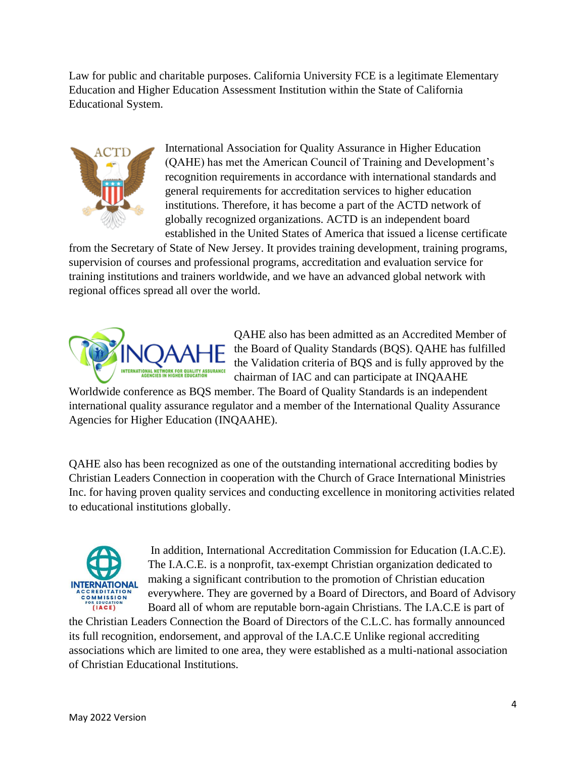Law for public and charitable purposes. California University FCE is a legitimate Elementary Education and Higher Education Assessment Institution within the State of California Educational System.

International Association for Quality Assurance in Higher Education (QAHE) has met the American Council of Training and Development's recognition requirements in accordance with international standards and general requirements for accreditation services to higher education institutions. Therefore, it has become a part of the ACTD network of globally recognized organizations. ACTD is an independent board established in the United States of America that issued a license certificate from the Secretary of State of New Jersey. It provides training development, training programs, supervision of courses and professional programs, accreditation and evaluation service for training institutions and trainers worldwide, and we have an advanced global network with regional offices spread all over the world.

QAHE also has been admitted as an Accredited Member of the Board of Quality Standards (BQS). QAHE has fulfilled the Validation criteria of BQS and is fully approved by the chairman of IAC and can participate at INQAAHE Worldwide conference as BQS member. The Board of Quality Standards is an independent international quality assurance regulator and a member of the International Quality Assurance Agencies for Higher Education (INQAAHE).

QAHE also has been recognized as one of the outstanding international accrediting bodies by Christian Leaders Connection in cooperation with the Church of Grace International Ministries Inc. for having proven quality services and conducting excellence in monitoring activities related to educational institutions globally.

In addition, International Accreditation Commission for Education (I.A.C.E). The I.A.C.E. is a nonprofit, tax-exempt Christian organization dedicated to making a significant contribution to the promotion of Christian education everywhere. They are governed by a Board of Directors, and Board of Advisory Board all of whom are reputable born-again Christians. The I.A.C.E is part of the Christian Leaders Connection the Board of Directors of the C.L.C. has formally announced its full recognition, endorsement, and approval of the I.A.C.E Unlike regional accrediting associations which are limited to one area, they were established as a multi-national association of Christian Educational Institutions.

May 2022 Version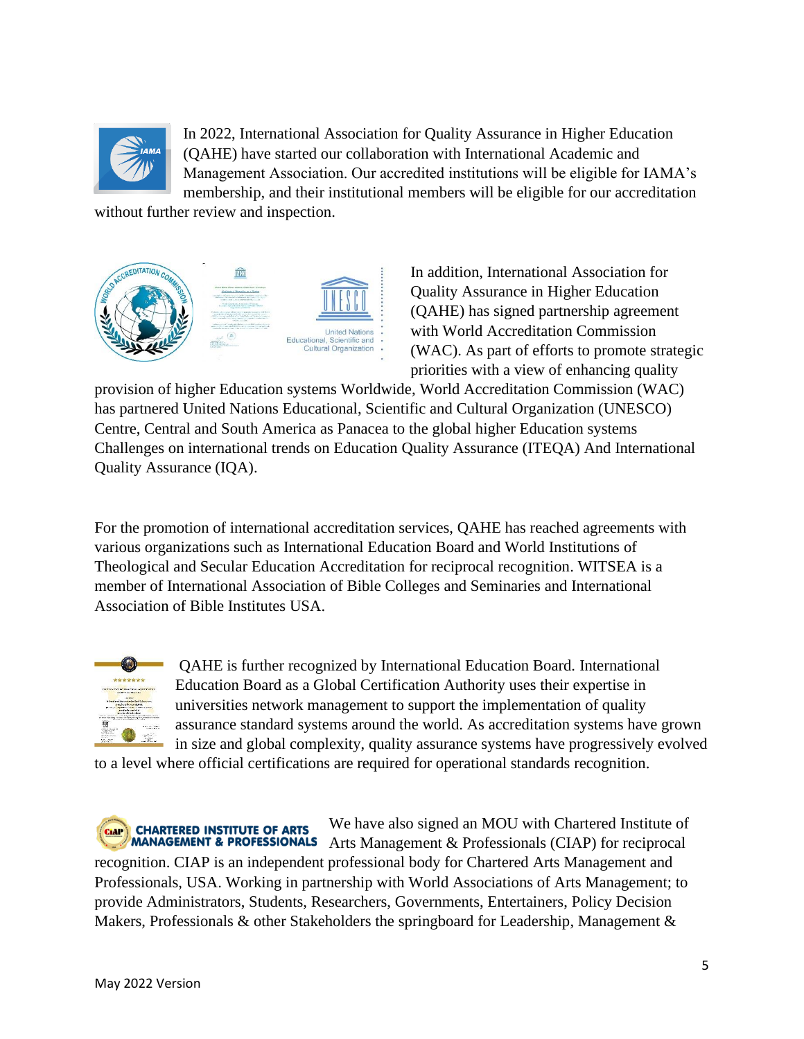In 2022, International Association for Quality Assurance in Higher Education (QAHE) have started our collaboration with International Academic and Management Association. Our accredited institutions will be eligible for IAMA's membership, and their institutional members will be eligible for our accreditation without further review and inspection.

In addition, International Association for Quality Assurance in Higher Education (QAHE) has signed partnership agreement with World Accreditation Commission (WAC). As part of efforts to promote strategic priorities with a view of enhancing quality provision of higher Education systems Worldwide, World Accreditation Commission (WAC) has partnered United Nations Educational, Scientific and Cultural Organization (UNESCO) Centre, Central and South America as Panacea to the global higher Education systems Challenges on international trends on Education Quality Assurance (ITEQA) And International Quality Assurance (IQA).

For the promotion of international accreditation services, QAHE has reached agreements with various organizations such as International Education Board and World Institutions of Theological and Secular Education Accreditation for reciprocal recognition. WITSEA is a member of International Association of Bible Colleges and Seminaries and International Association of Bible Institutes USA.

QAHE is further recognized by International Education Board. International Education Board as a Global Certification Authority uses their expertise in universities network management to support the implementation of quality assurance standard systems around the world. As accreditation systems have grown in size and global complexity, quality assurance systems have progressively evolved to a level where official certifications are required for operational standards recognition.

We have also signed an MOU with Chartered Institute of Arts Management & Professionals (CIAP) for reciprocal recognition. CIAP is an independent professional body for Chartered Arts Management and Professionals, USA. Working in partnership with World Associations of Arts Management; to provide Administrators, Students, Researchers, Governments, Entertainers, Policy Decision Makers, Professionals & other Stakeholders the springboard for Leadership, Management &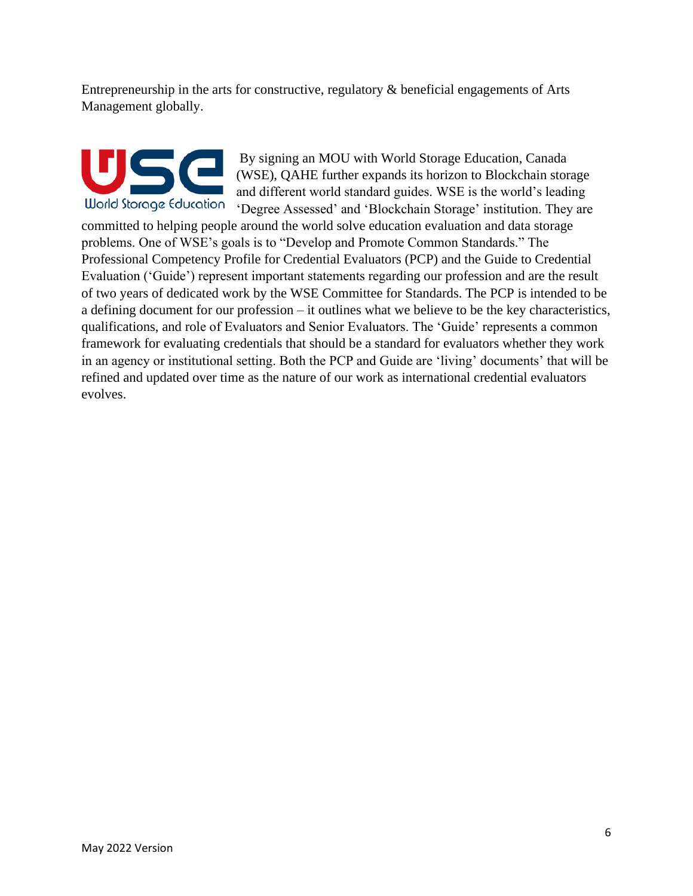Entrepreneurship in the arts for constructive, regulatory & beneficial engagements of Arts Management globally.

By signing an MOU with World Storage Education, Canada (WSE), QAHE further expands its horizon to Blockchain storage and different world standard guides. WSE is the world's leading 'Degree Assessed' and 'Blockchain Storage' institution. They are committed to helping people around the world solve education evaluation and data storage problems. One of WSE's goals is to "Develop and Promote Common Standards." The Professional Competency Profile for Credential Evaluators (PCP) and the Guide to Credential Evaluation ('Guide') represent important statements regarding our profession and are the result of two years of dedicated work by the WSE Committee for Standards. The PCP is intended to be a defining document for our profession – it outlines what we believe to be the key characteristics, qualifications, and role of Evaluators and Senior Evaluators. The 'Guide' represents a common framework for evaluating credentials that should be a standard for evaluators whether they work in an agency or institutional setting. Both the PCP and Guide are 'living' documents' that will be refined and updated over time as the nature of our work as international credential evaluators evolves.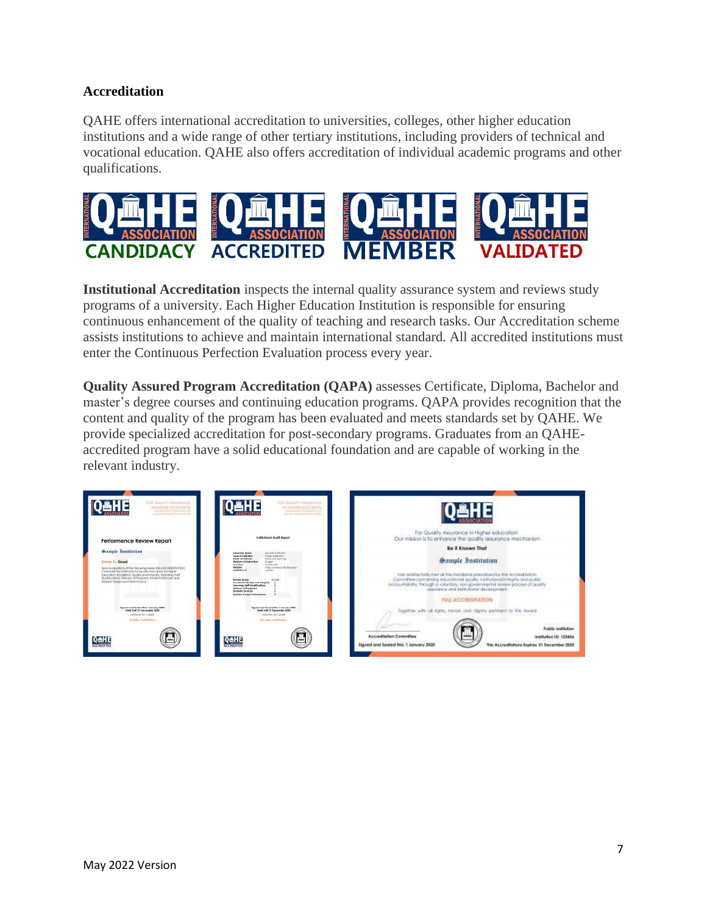**Accreditation**

QAHE offers international accreditation to universities, colleges, other higher education institutions and a wide range of other tertiary institutions, including providers of technical and vocational education. QAHE also offers accreditation of individual academic programs and other qualifications.

**Institutional Accreditation** inspects the internal quality assurance system and reviews study programs of a university. Each Higher Education Institution is responsible for ensuring continuous enhancement of the quality of teaching and research tasks. Our Accreditation scheme assists institutions to achieve and maintain international standard. All accredited institutions must enter the Continuous Perfection Evaluation process every year.

**Quality Assured Program Accreditation (QAPA)** assesses Certificate, Diploma, Bachelor and master's degree courses and continuing education programs. QAPA provides recognition that the content and quality of the program has been evaluated and meets standards set by QAHE. We provide specialized accreditation for post-secondary programs. Graduates from an QAHE-accredited program have a solid educational foundation and are capable of working in the relevant industry.

May 2022 Version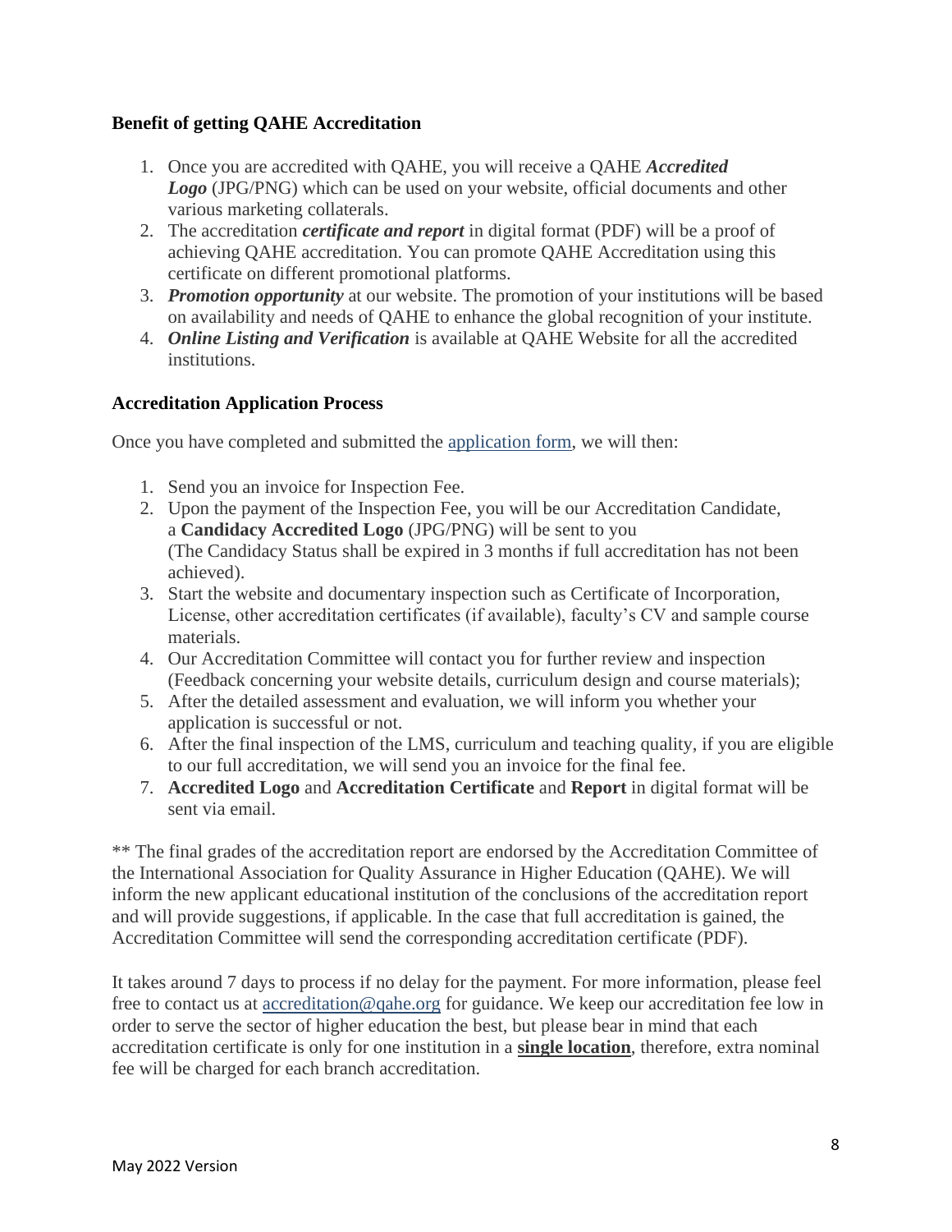### Benefit of getting QAHE Accreditation

1. Once you are accredited with QAHE, you will receive a QAHE ***Accredited Logo*** (JPG/PNG) which can be used on your website, official documents and other various marketing collaterals.
2. The accreditation ***certificate and report*** in digital format (PDF) will be a proof of achieving QAHE accreditation. You can promote QAHE Accreditation using this certificate on different promotional platforms.
3. ***Promotion opportunity*** at our website. The promotion of your institutions will be based on availability and needs of QAHE to enhance the global recognition of your institute.
4. ***Online Listing and Verification*** is available at QAHE Website for all the accredited institutions.

### Accreditation Application Process

Once you have completed and submitted the [application form](), we will then:

1. Send you an invoice for Inspection Fee.
2. Upon the payment of the Inspection Fee, you will be our Accreditation Candidate, a **Candidacy Accredited Logo** (JPG/PNG) will be sent to you (The Candidacy Status shall be expired in 3 months if full accreditation has not been achieved).
3. Start the website and documentary inspection such as Certificate of Incorporation, License, other accreditation certificates (if available), faculty's CV and sample course materials.
4. Our Accreditation Committee will contact you for further review and inspection (Feedback concerning your website details, curriculum design and course materials);
5. After the detailed assessment and evaluation, we will inform you whether your application is successful or not.
6. After the final inspection of the LMS, curriculum and teaching quality, if you are eligible to our full accreditation, we will send you an invoice for the final fee.
7. **Accredited Logo** and **Accreditation Certificate** and **Report** in digital format will be sent via email.

** The final grades of the accreditation report are endorsed by the Accreditation Committee of the International Association for Quality Assurance in Higher Education (QAHE). We will inform the new applicant educational institution of the conclusions of the accreditation report and will provide suggestions, if applicable. In the case that full accreditation is gained, the Accreditation Committee will send the corresponding accreditation certificate (PDF).

It takes around 7 days to process if no delay for the payment. For more information, please feel free to contact us at accreditation@qahe.org for guidance. We keep our accreditation fee low in order to serve the sector of higher education the best, but please bear in mind that each accreditation certificate is only for one institution in a **single location**, therefore, extra nominal fee will be charged for each branch accreditation.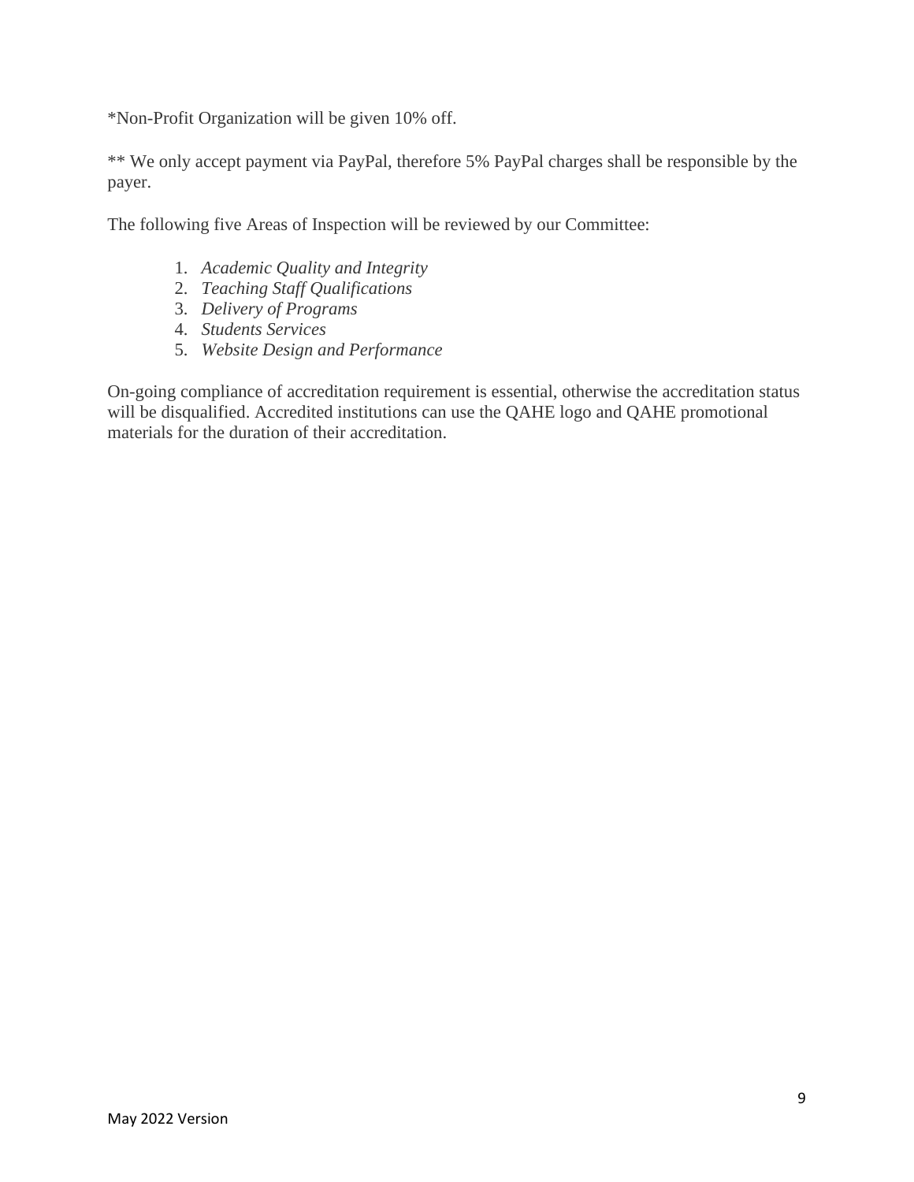*Non-Profit Organization will be given 10% off.

** We only accept payment via PayPal, therefore 5% PayPal charges shall be responsible by the payer.

The following five Areas of Inspection will be reviewed by our Committee:

1. *Academic Quality and Integrity*
2. *Teaching Staff Qualifications*
3. *Delivery of Programs*
4. *Students Services*
5. *Website Design and Performance*

On-going compliance of accreditation requirement is essential, otherwise the accreditation status will be disqualified. Accredited institutions can use the QAHE logo and QAHE promotional materials for the duration of their accreditation.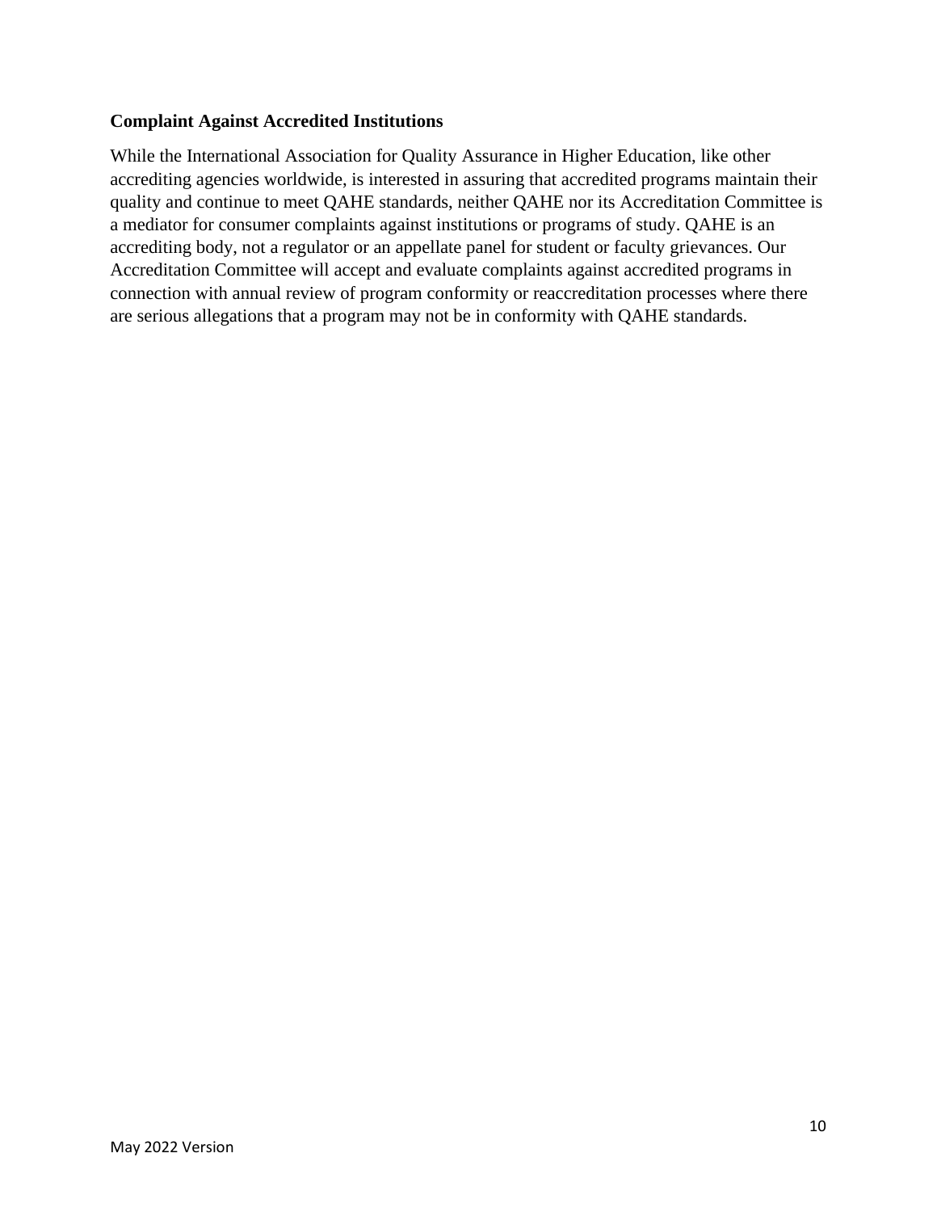**Complaint Against Accredited Institutions**

While the International Association for Quality Assurance in Higher Education, like other accrediting agencies worldwide, is interested in assuring that accredited programs maintain their quality and continue to meet QAHE standards, neither QAHE nor its Accreditation Committee is a mediator for consumer complaints against institutions or programs of study. QAHE is an accrediting body, not a regulator or an appellate panel for student or faculty grievances. Our Accreditation Committee will accept and evaluate complaints against accredited programs in connection with annual review of program conformity or reaccreditation processes where there are serious allegations that a program may not be in conformity with QAHE standards.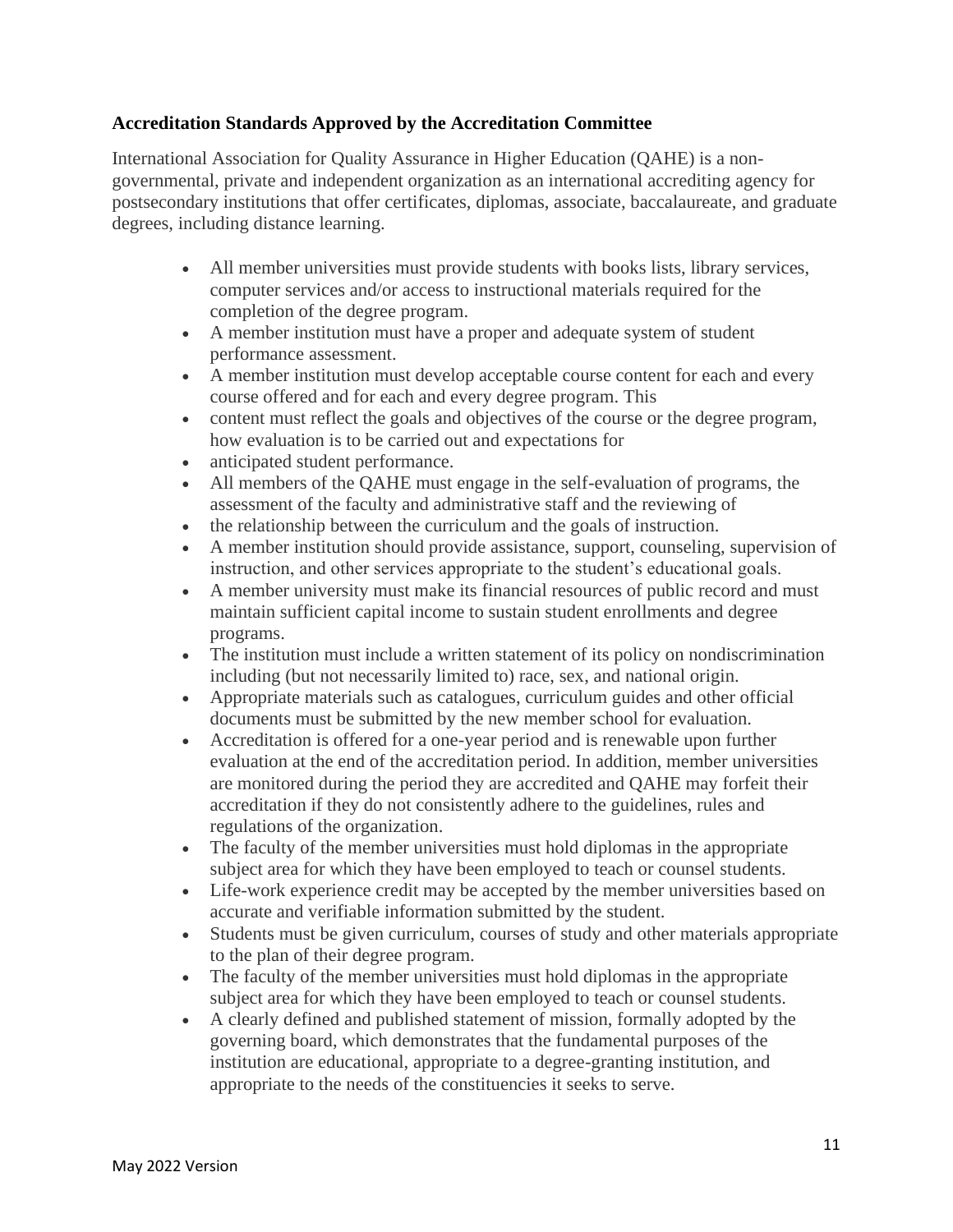**Accreditation Standards Approved by the Accreditation Committee**

International Association for Quality Assurance in Higher Education (QAHE) is a non-governmental, private and independent organization as an international accrediting agency for postsecondary institutions that offer certificates, diplomas, associate, baccalaureate, and graduate degrees, including distance learning.

- All member universities must provide students with books lists, library services, computer services and/or access to instructional materials required for the completion of the degree program.
- A member institution must have a proper and adequate system of student performance assessment.
- A member institution must develop acceptable course content for each and every course offered and for each and every degree program. This
- content must reflect the goals and objectives of the course or the degree program, how evaluation is to be carried out and expectations for
- anticipated student performance.
- All members of the QAHE must engage in the self-evaluation of programs, the assessment of the faculty and administrative staff and the reviewing of
- the relationship between the curriculum and the goals of instruction.
- A member institution should provide assistance, support, counseling, supervision of instruction, and other services appropriate to the student's educational goals.
- A member university must make its financial resources of public record and must maintain sufficient capital income to sustain student enrollments and degree programs.
- The institution must include a written statement of its policy on nondiscrimination including (but not necessarily limited to) race, sex, and national origin.
- Appropriate materials such as catalogues, curriculum guides and other official documents must be submitted by the new member school for evaluation.
- Accreditation is offered for a one-year period and is renewable upon further evaluation at the end of the accreditation period. In addition, member universities are monitored during the period they are accredited and QAHE may forfeit their accreditation if they do not consistently adhere to the guidelines, rules and regulations of the organization.
- The faculty of the member universities must hold diplomas in the appropriate subject area for which they have been employed to teach or counsel students.
- Life-work experience credit may be accepted by the member universities based on accurate and verifiable information submitted by the student.
- Students must be given curriculum, courses of study and other materials appropriate to the plan of their degree program.
- The faculty of the member universities must hold diplomas in the appropriate subject area for which they have been employed to teach or counsel students.
- A clearly defined and published statement of mission, formally adopted by the governing board, which demonstrates that the fundamental purposes of the institution are educational, appropriate to a degree-granting institution, and appropriate to the needs of the constituencies it seeks to serve.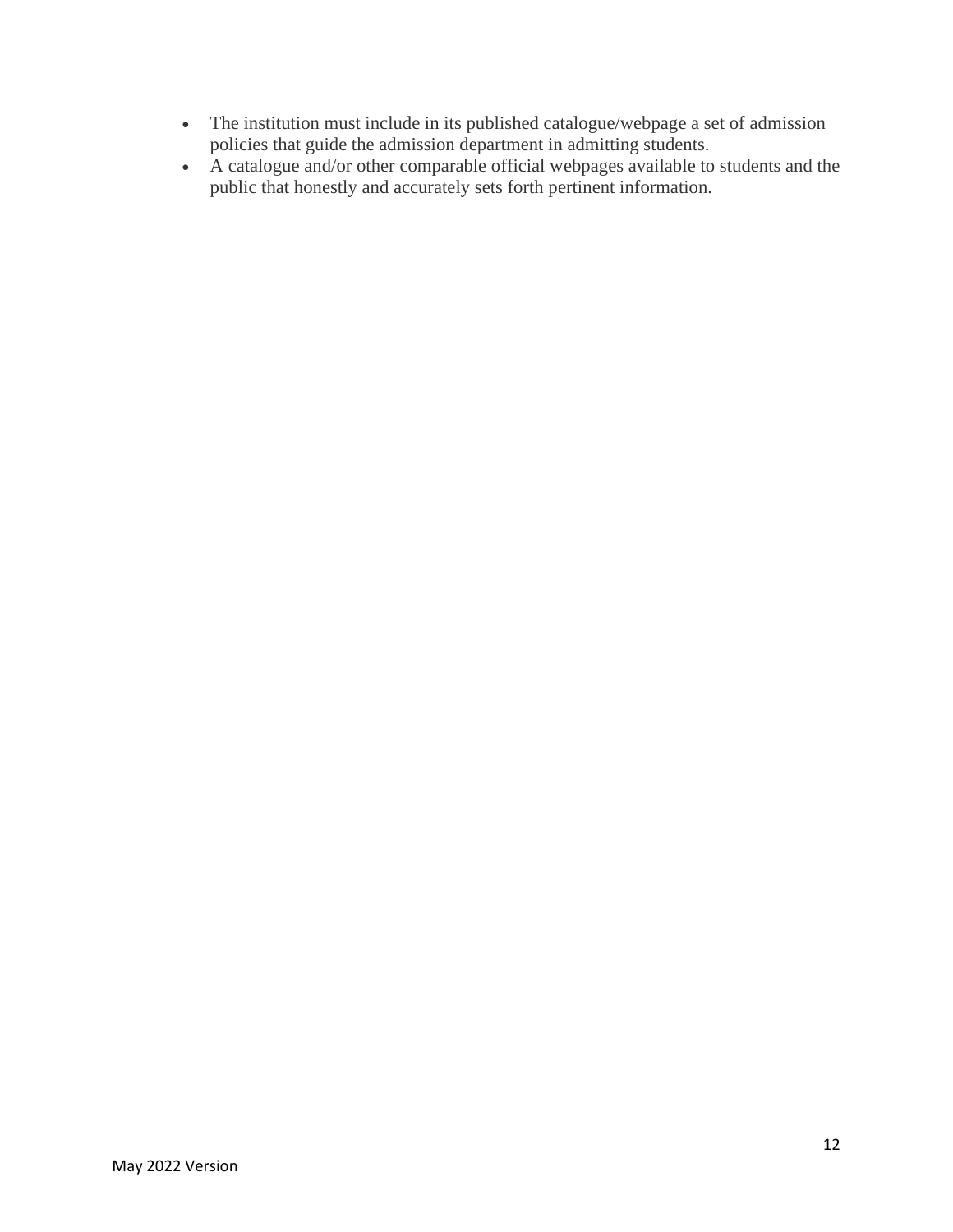- The institution must include in its published catalogue/webpage a set of admission policies that guide the admission department in admitting students.
- A catalogue and/or other comparable official webpages available to students and the public that honestly and accurately sets forth pertinent information.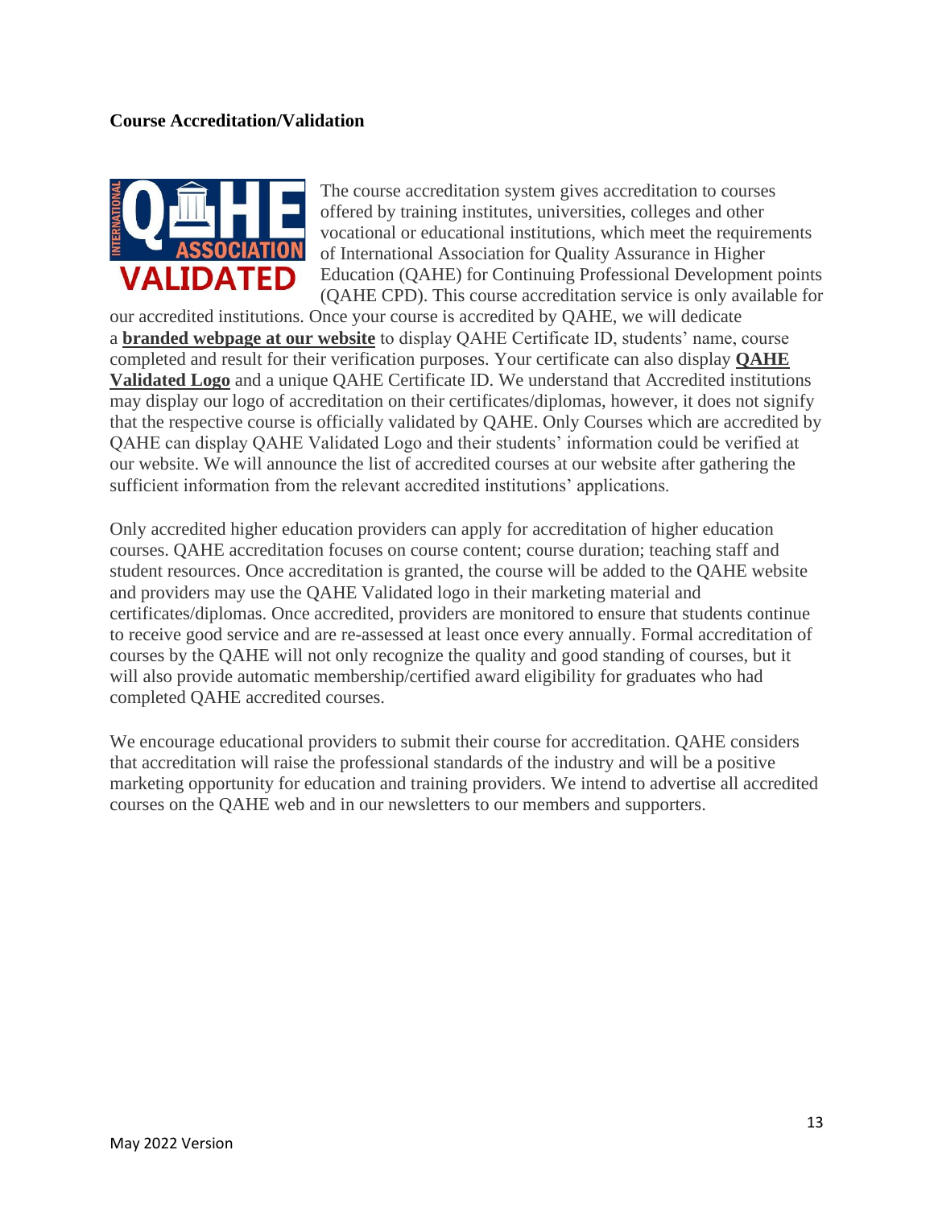**Course Accreditation/Validation**

The course accreditation system gives accreditation to courses offered by training institutes, universities, colleges and other vocational or educational institutions, which meet the requirements of International Association for Quality Assurance in Higher Education (QAHE) for Continuing Professional Development points (QAHE CPD). This course accreditation service is only available for our accredited institutions. Once your course is accredited by QAHE, we will dedicate a **branded webpage at our website** to display QAHE Certificate ID, students' name, course completed and result for their verification purposes. Your certificate can also display **QAHE Validated Logo** and a unique QAHE Certificate ID. We understand that Accredited institutions may display our logo of accreditation on their certificates/diplomas, however, it does not signify that the respective course is officially validated by QAHE. Only Courses which are accredited by QAHE can display QAHE Validated Logo and their students' information could be verified at our website. We will announce the list of accredited courses at our website after gathering the sufficient information from the relevant accredited institutions' applications.

Only accredited higher education providers can apply for accreditation of higher education courses. QAHE accreditation focuses on course content; course duration; teaching staff and student resources. Once accreditation is granted, the course will be added to the QAHE website and providers may use the QAHE Validated logo in their marketing material and certificates/diplomas. Once accredited, providers are monitored to ensure that students continue to receive good service and are re-assessed at least once every annually. Formal accreditation of courses by the QAHE will not only recognize the quality and good standing of courses, but it will also provide automatic membership/certified award eligibility for graduates who had completed QAHE accredited courses.

We encourage educational providers to submit their course for accreditation. QAHE considers that accreditation will raise the professional standards of the industry and will be a positive marketing opportunity for education and training providers. We intend to advertise all accredited courses on the QAHE web and in our newsletters to our members and supporters.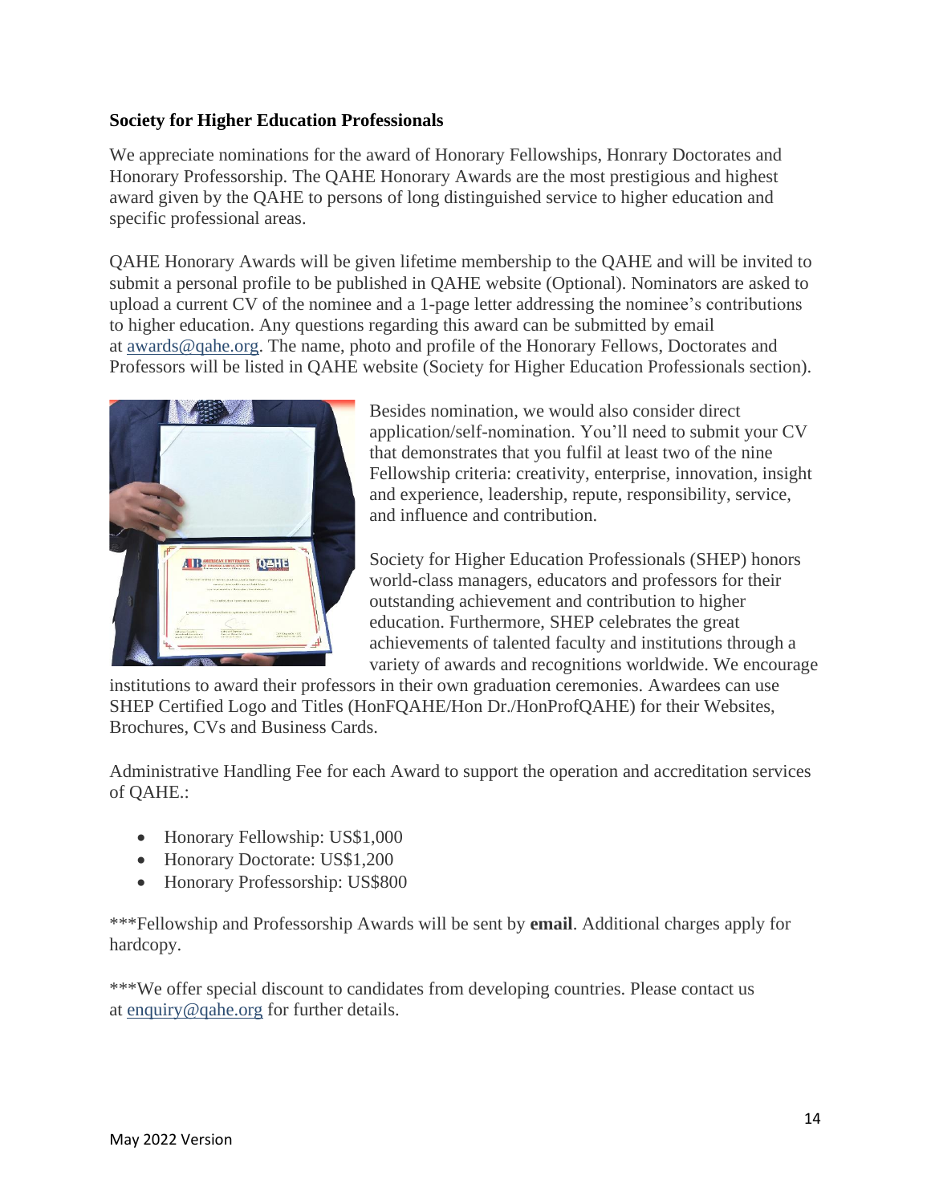**Society for Higher Education Professionals**

We appreciate nominations for the award of Honorary Fellowships, Honrary Doctorates and Honorary Professorship. The QAHE Honorary Awards are the most prestigious and highest award given by the QAHE to persons of long distinguished service to higher education and specific professional areas.

QAHE Honorary Awards will be given lifetime membership to the QAHE and will be invited to submit a personal profile to be published in QAHE website (Optional). Nominators are asked to upload a current CV of the nominee and a 1-page letter addressing the nominee's contributions to higher education. Any questions regarding this award can be submitted by email at awards@qahe.org. The name, photo and profile of the Honorary Fellows, Doctorates and Professors will be listed in QAHE website (Society for Higher Education Professionals section).

Besides nomination, we would also consider direct application/self-nomination. You'll need to submit your CV that demonstrates that you fulfil at least two of the nine Fellowship criteria: creativity, enterprise, innovation, insight and experience, leadership, repute, responsibility, service, and influence and contribution.

Society for Higher Education Professionals (SHEP) honors world-class managers, educators and professors for their outstanding achievement and contribution to higher education. Furthermore, SHEP celebrates the great achievements of talented faculty and institutions through a variety of awards and recognitions worldwide. We encourage institutions to award their professors in their own graduation ceremonies. Awardees can use SHEP Certified Logo and Titles (HonFQAHE/Hon Dr./HonProfQAHE) for their Websites, Brochures, CVs and Business Cards.

Administrative Handling Fee for each Award to support the operation and accreditation services of QAHE.:

- Honorary Fellowship: US$1,000
- Honorary Doctorate: US$1,200
- Honorary Professorship: US$800

***Fellowship and Professorship Awards will be sent by **email**. Additional charges apply for hardcopy.

***We offer special discount to candidates from developing countries. Please contact us at enquiry@qahe.org for further details.

May 2022 Version